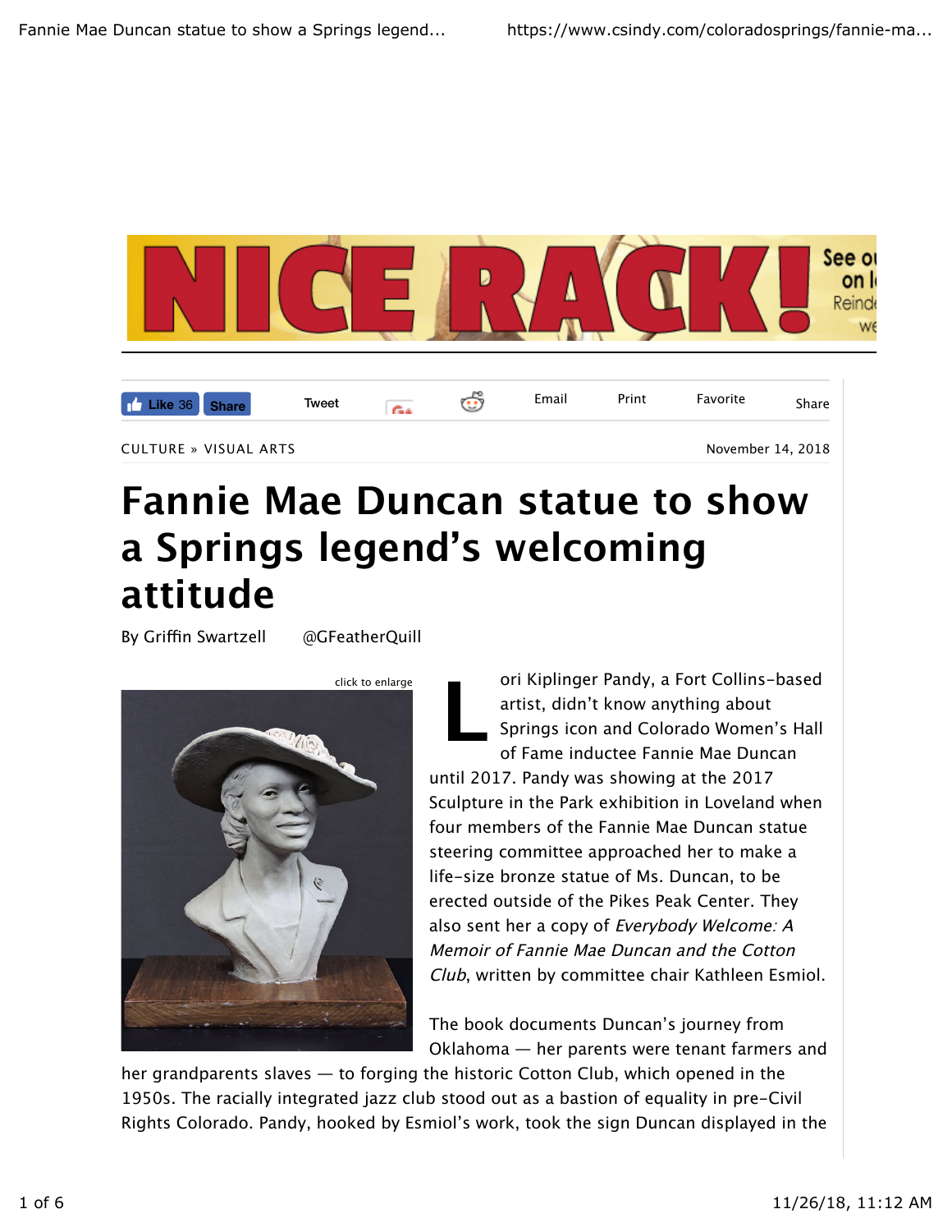CULTURE » VISUAL ARTS

November 14, 2018

# Fannie Mae Duncan statue to show a Springs legend's welcoming attitude

By Griffin Swartzell @GFeatherQuill

Lori Kiplinger Pandy, a Fort Collins-based artist, didn't know anything about Springs icon and Colorado Women's Hall of Fame inductee Fannie Mae Duncan until 2017. Pandy was showing at the 2017 Sculpture in the Park exhibition in Loveland when four members of the Fannie Mae Duncan statue steering committee approached her to make a life-size bronze statue of Ms. Duncan, to be erected outside of the Pikes Peak Center. They also sent her a copy of *Everybody Welcome: A Memoir of Fannie Mae Duncan and the Cotton Club*, written by committee chair Kathleen Esmiol.

The book documents Duncan's journey from Oklahoma — her parents were tenant farmers and her grandparents slaves — to forging the historic Cotton Club, which opened in the 1950s. The racially integrated jazz club stood out as a bastion of equality in pre-Civil Rights Colorado. Pandy, hooked by Esmiol's work, took the sign Duncan displayed in the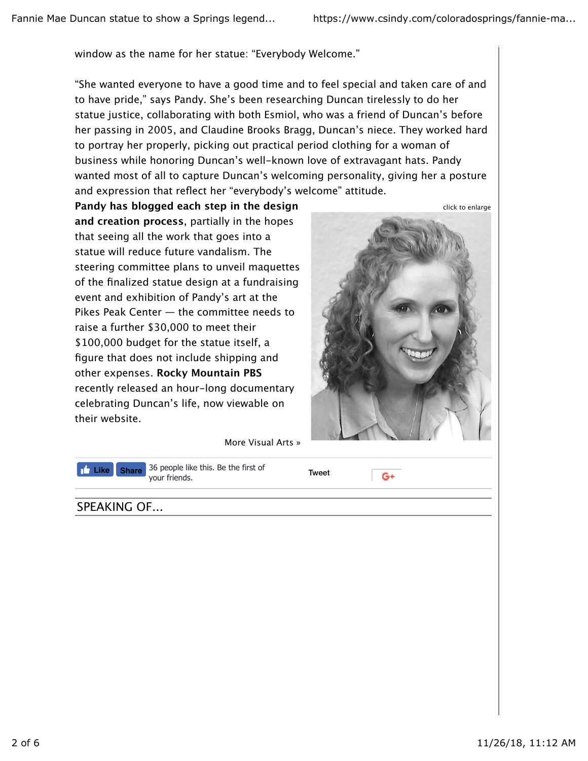window as the name for her statue: “Everybody Welcome.”

“She wanted everyone to have a good time and to feel special and taken care of and to have pride,” says Pandy. She’s been researching Duncan tirelessly to do her statue justice, collaborating with both Esmiol, who was a friend of Duncan’s before her passing in 2005, and Claudine Brooks Bragg, Duncan’s niece. They worked hard to portray her properly, picking out practical period clothing for a woman of business while honoring Duncan’s well-known love of extravagant hats. Pandy wanted most of all to capture Duncan’s welcoming personality, giving her a posture and expression that reflect her “everybody’s welcome” attitude.

**Pandy has blogged each step in the design and creation process**, partially in the hopes that seeing all the work that goes into a statue will reduce future vandalism. The steering committee plans to unveil maquettes of the finalized statue design at a fundraising event and exhibition of Pandy’s art at the Pikes Peak Center — the committee needs to raise a further $30,000 to meet their $100,000 budget for the statue itself, a figure that does not include shipping and other expenses. **Rocky Mountain PBS** recently released an hour-long documentary celebrating Duncan’s life, now viewable on their website.

click to enlarge

More Visual Arts »

Like Share 36 people like this. Be the first of your friends.

Tweet

## SPEAKING OF...